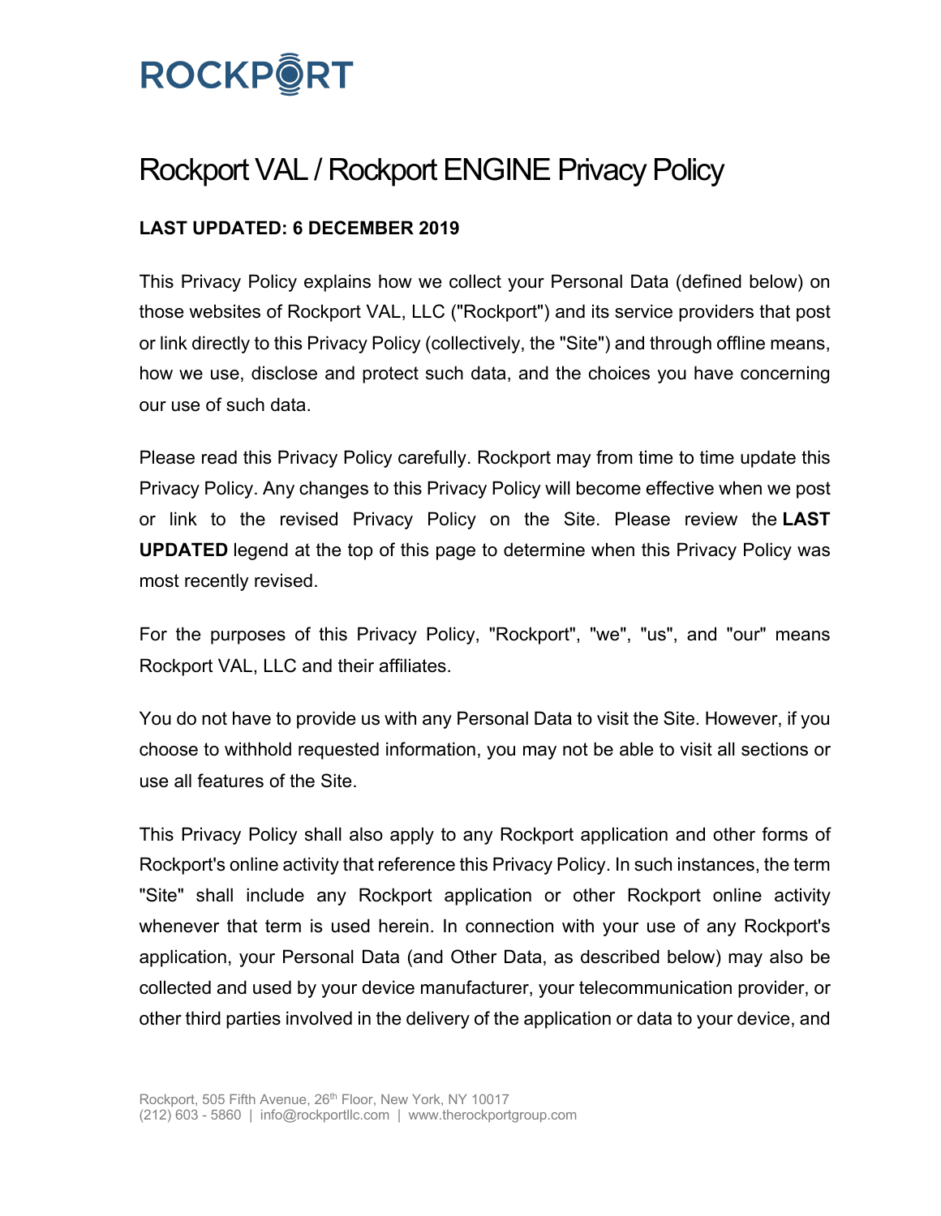# ROCKPORT

# Rockport VAL / Rockport ENGINE Privacy Policy

**LAST UPDATED: 6 DECEMBER 2019**

This Privacy Policy explains how we collect your Personal Data (defined below) on those websites of Rockport VAL, LLC ("Rockport") and its service providers that post or link directly to this Privacy Policy (collectively, the "Site") and through offline means, how we use, disclose and protect such data, and the choices you have concerning our use of such data.

Please read this Privacy Policy carefully. Rockport may from time to time update this Privacy Policy. Any changes to this Privacy Policy will become effective when we post or link to the revised Privacy Policy on the Site. Please review the **LAST UPDATED** legend at the top of this page to determine when this Privacy Policy was most recently revised.

For the purposes of this Privacy Policy, "Rockport", "we", "us", and "our" means Rockport VAL, LLC and their affiliates.

You do not have to provide us with any Personal Data to visit the Site. However, if you choose to withhold requested information, you may not be able to visit all sections or use all features of the Site.

This Privacy Policy shall also apply to any Rockport application and other forms of Rockport's online activity that reference this Privacy Policy. In such instances, the term "Site" shall include any Rockport application or other Rockport online activity whenever that term is used herein. In connection with your use of any Rockport's application, your Personal Data (and Other Data, as described below) may also be collected and used by your device manufacturer, your telecommunication provider, or other third parties involved in the delivery of the application or data to your device, and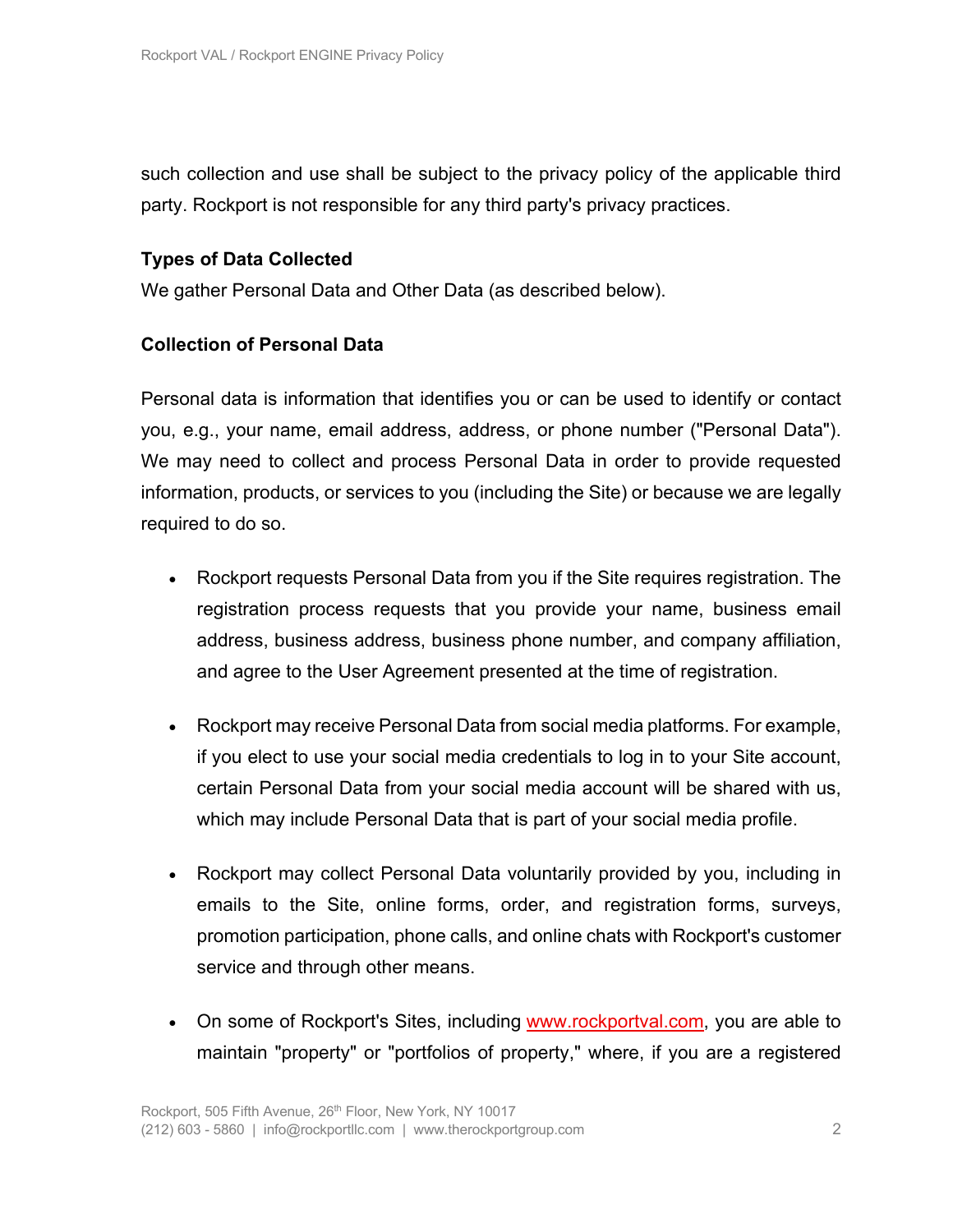such collection and use shall be subject to the privacy policy of the applicable third party. Rockport is not responsible for any third party's privacy practices.

**Types of Data Collected**

We gather Personal Data and Other Data (as described below).

**Collection of Personal Data**

Personal data is information that identifies you or can be used to identify or contact you, e.g., your name, email address, address, or phone number ("Personal Data"). We may need to collect and process Personal Data in order to provide requested information, products, or services to you (including the Site) or because we are legally required to do so.

- Rockport requests Personal Data from you if the Site requires registration. The registration process requests that you provide your name, business email address, business address, business phone number, and company affiliation, and agree to the User Agreement presented at the time of registration.

- Rockport may receive Personal Data from social media platforms. For example, if you elect to use your social media credentials to log in to your Site account, certain Personal Data from your social media account will be shared with us, which may include Personal Data that is part of your social media profile.

- Rockport may collect Personal Data voluntarily provided by you, including in emails to the Site, online forms, order, and registration forms, surveys, promotion participation, phone calls, and online chats with Rockport's customer service and through other means.

- On some of Rockport's Sites, including www.rockportval.com, you are able to maintain "property" or "portfolios of property," where, if you are a registered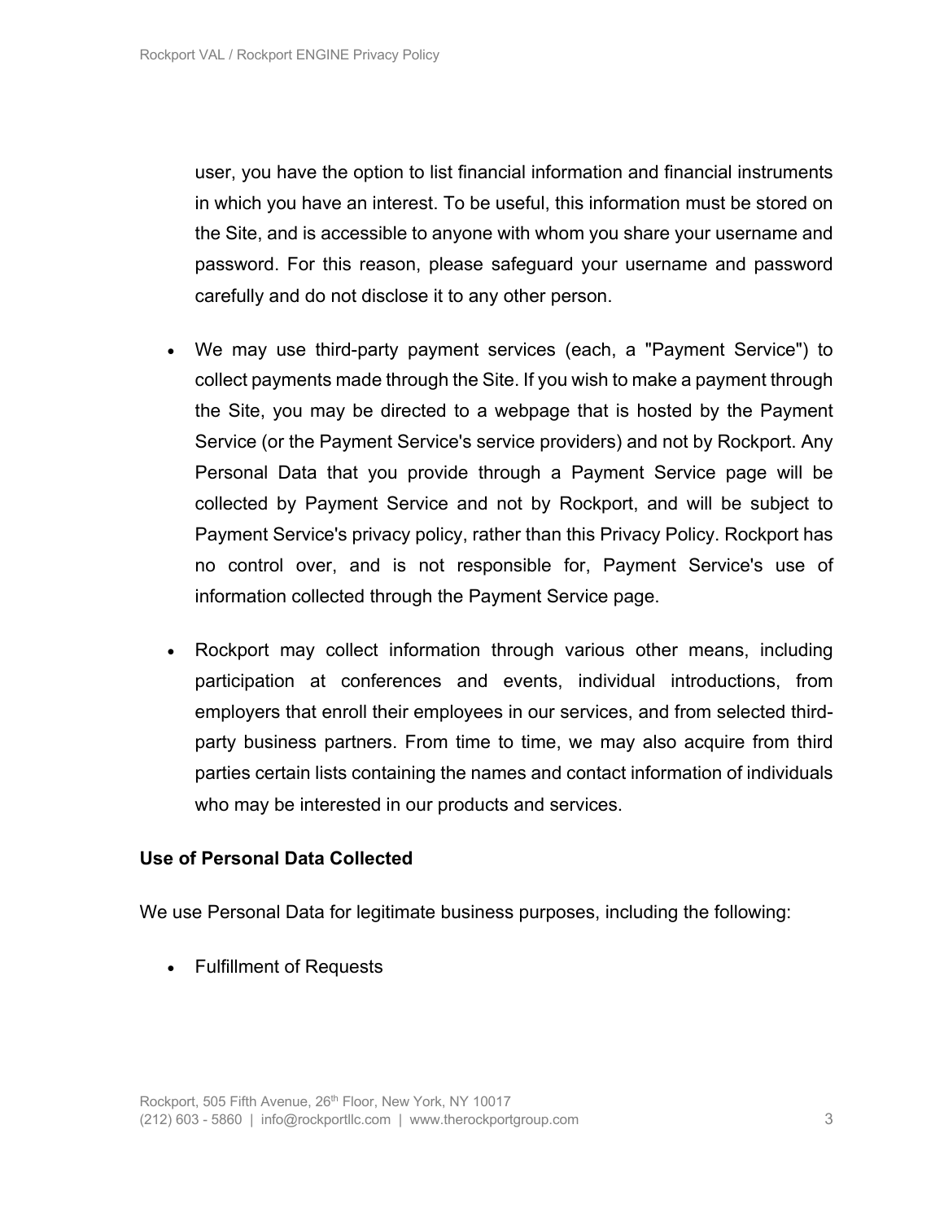user, you have the option to list financial information and financial instruments in which you have an interest. To be useful, this information must be stored on the Site, and is accessible to anyone with whom you share your username and password. For this reason, please safeguard your username and password carefully and do not disclose it to any other person.

- We may use third-party payment services (each, a "Payment Service") to collect payments made through the Site. If you wish to make a payment through the Site, you may be directed to a webpage that is hosted by the Payment Service (or the Payment Service's service providers) and not by Rockport. Any Personal Data that you provide through a Payment Service page will be collected by Payment Service and not by Rockport, and will be subject to Payment Service's privacy policy, rather than this Privacy Policy. Rockport has no control over, and is not responsible for, Payment Service's use of information collected through the Payment Service page.

- Rockport may collect information through various other means, including participation at conferences and events, individual introductions, from employers that enroll their employees in our services, and from selected third-party business partners. From time to time, we may also acquire from third parties certain lists containing the names and contact information of individuals who may be interested in our products and services.

**Use of Personal Data Collected**

We use Personal Data for legitimate business purposes, including the following:

- Fulfillment of Requests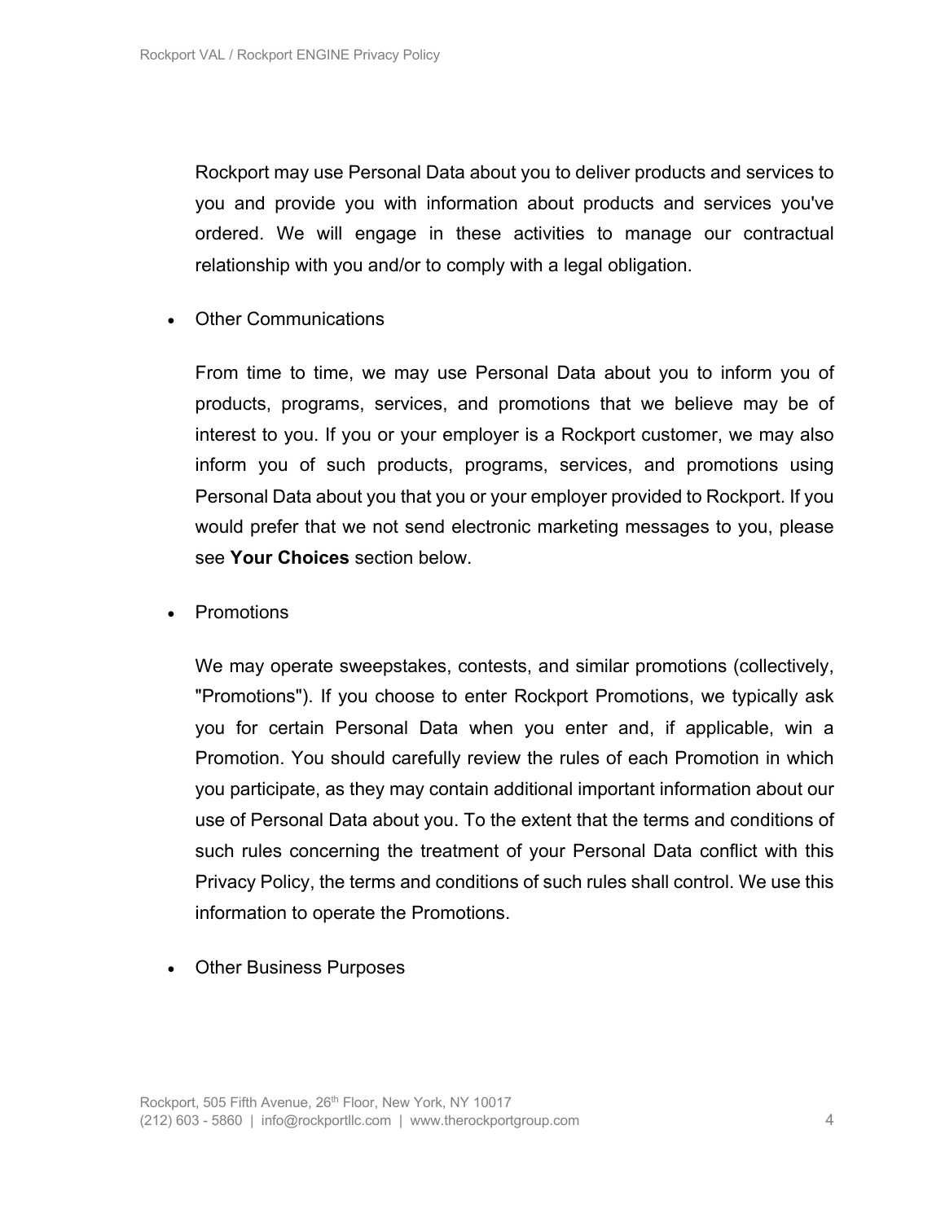Rockport may use Personal Data about you to deliver products and services to you and provide you with information about products and services you've ordered. We will engage in these activities to manage our contractual relationship with you and/or to comply with a legal obligation.

- Other Communications

  From time to time, we may use Personal Data about you to inform you of products, programs, services, and promotions that we believe may be of interest to you. If you or your employer is a Rockport customer, we may also inform you of such products, programs, services, and promotions using Personal Data about you that you or your employer provided to Rockport. If you would prefer that we not send electronic marketing messages to you, please see **Your Choices** section below.

- Promotions

  We may operate sweepstakes, contests, and similar promotions (collectively, "Promotions"). If you choose to enter Rockport Promotions, we typically ask you for certain Personal Data when you enter and, if applicable, win a Promotion. You should carefully review the rules of each Promotion in which you participate, as they may contain additional important information about our use of Personal Data about you. To the extent that the terms and conditions of such rules concerning the treatment of your Personal Data conflict with this Privacy Policy, the terms and conditions of such rules shall control. We use this information to operate the Promotions.

- Other Business Purposes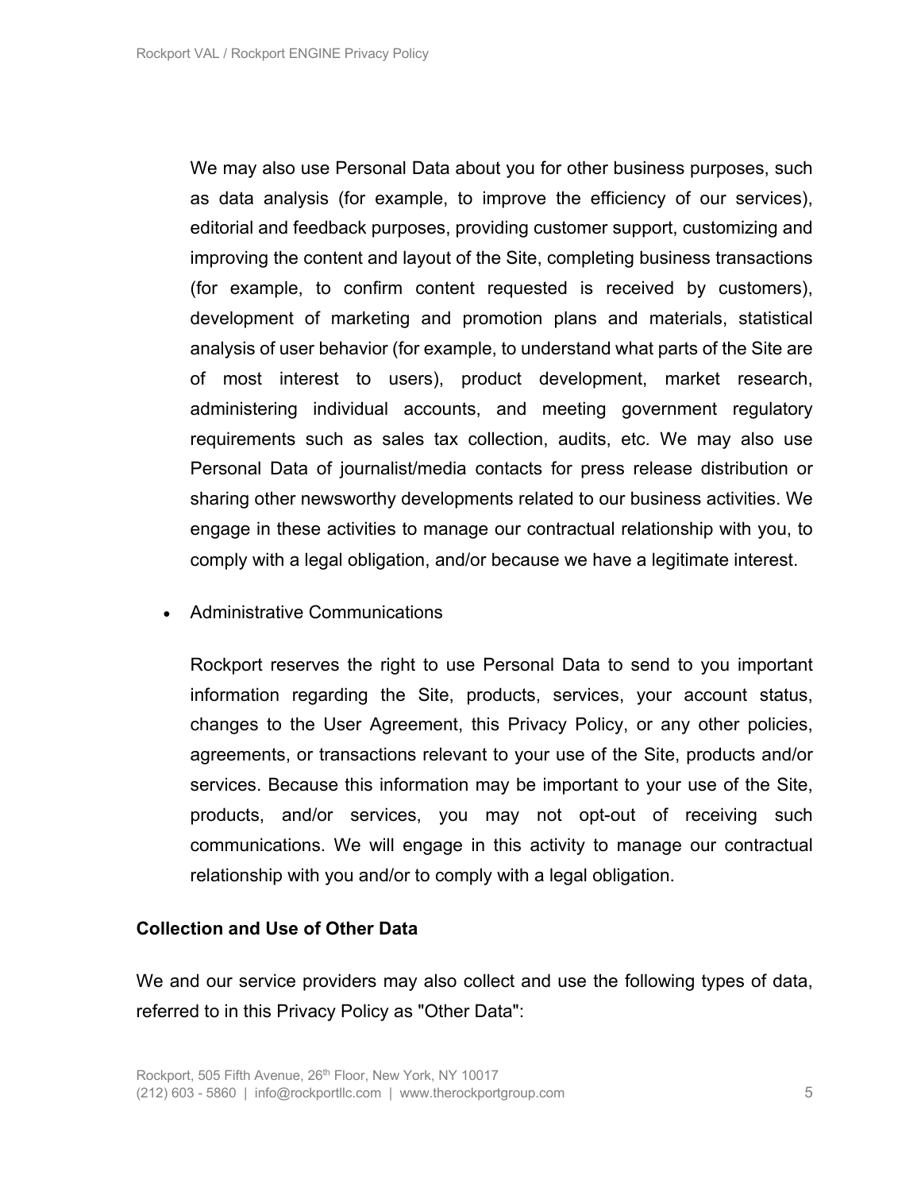We may also use Personal Data about you for other business purposes, such as data analysis (for example, to improve the efficiency of our services), editorial and feedback purposes, providing customer support, customizing and improving the content and layout of the Site, completing business transactions (for example, to confirm content requested is received by customers), development of marketing and promotion plans and materials, statistical analysis of user behavior (for example, to understand what parts of the Site are of most interest to users), product development, market research, administering individual accounts, and meeting government regulatory requirements such as sales tax collection, audits, etc. We may also use Personal Data of journalist/media contacts for press release distribution or sharing other newsworthy developments related to our business activities. We engage in these activities to manage our contractual relationship with you, to comply with a legal obligation, and/or because we have a legitimate interest.

- Administrative Communications

  Rockport reserves the right to use Personal Data to send to you important information regarding the Site, products, services, your account status, changes to the User Agreement, this Privacy Policy, or any other policies, agreements, or transactions relevant to your use of the Site, products and/or services. Because this information may be important to your use of the Site, products, and/or services, you may not opt-out of receiving such communications. We will engage in this activity to manage our contractual relationship with you and/or to comply with a legal obligation.

**Collection and Use of Other Data**

We and our service providers may also collect and use the following types of data, referred to in this Privacy Policy as "Other Data":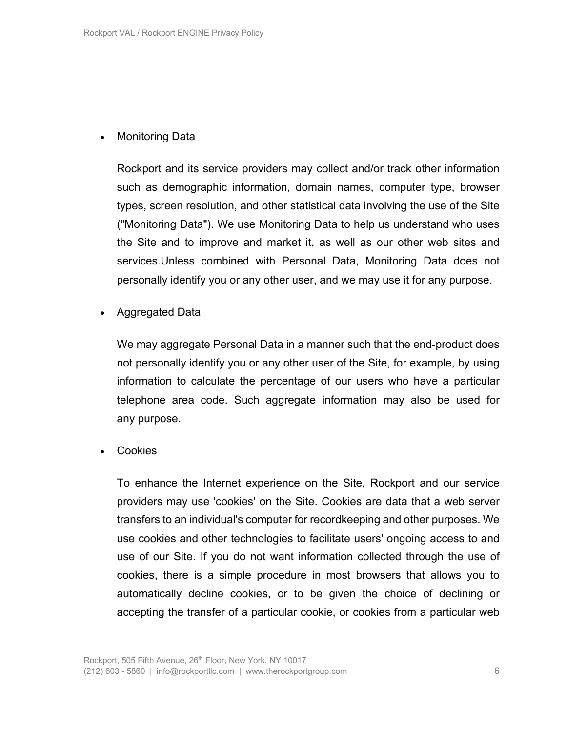- Monitoring Data

  Rockport and its service providers may collect and/or track other information such as demographic information, domain names, computer type, browser types, screen resolution, and other statistical data involving the use of the Site ("Monitoring Data"). We use Monitoring Data to help us understand who uses the Site and to improve and market it, as well as our other web sites and services.Unless combined with Personal Data, Monitoring Data does not personally identify you or any other user, and we may use it for any purpose.

- Aggregated Data

  We may aggregate Personal Data in a manner such that the end-product does not personally identify you or any other user of the Site, for example, by using information to calculate the percentage of our users who have a particular telephone area code. Such aggregate information may also be used for any purpose.

- Cookies

  To enhance the Internet experience on the Site, Rockport and our service providers may use 'cookies' on the Site. Cookies are data that a web server transfers to an individual's computer for recordkeeping and other purposes. We use cookies and other technologies to facilitate users' ongoing access to and use of our Site. If you do not want information collected through the use of cookies, there is a simple procedure in most browsers that allows you to automatically decline cookies, or to be given the choice of declining or accepting the transfer of a particular cookie, or cookies from a particular web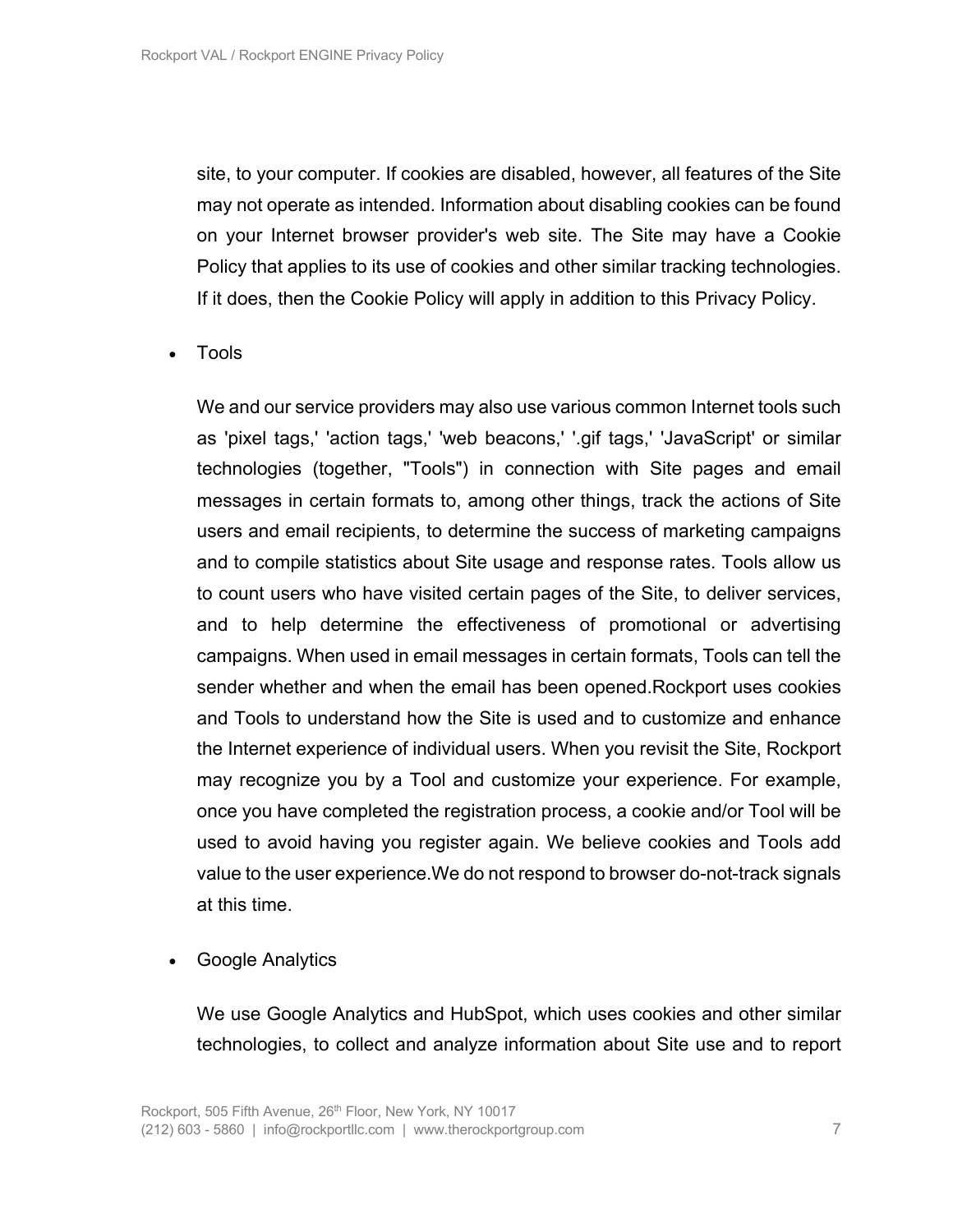site, to your computer. If cookies are disabled, however, all features of the Site may not operate as intended. Information about disabling cookies can be found on your Internet browser provider's web site. The Site may have a Cookie Policy that applies to its use of cookies and other similar tracking technologies. If it does, then the Cookie Policy will apply in addition to this Privacy Policy.

- Tools

  We and our service providers may also use various common Internet tools such as 'pixel tags,' 'action tags,' 'web beacons,' '.gif tags,' 'JavaScript' or similar technologies (together, "Tools") in connection with Site pages and email messages in certain formats to, among other things, track the actions of Site users and email recipients, to determine the success of marketing campaigns and to compile statistics about Site usage and response rates. Tools allow us to count users who have visited certain pages of the Site, to deliver services, and to help determine the effectiveness of promotional or advertising campaigns. When used in email messages in certain formats, Tools can tell the sender whether and when the email has been opened.Rockport uses cookies and Tools to understand how the Site is used and to customize and enhance the Internet experience of individual users. When you revisit the Site, Rockport may recognize you by a Tool and customize your experience. For example, once you have completed the registration process, a cookie and/or Tool will be used to avoid having you register again. We believe cookies and Tools add value to the user experience.We do not respond to browser do-not-track signals at this time.

- Google Analytics

  We use Google Analytics and HubSpot, which uses cookies and other similar technologies, to collect and analyze information about Site use and to report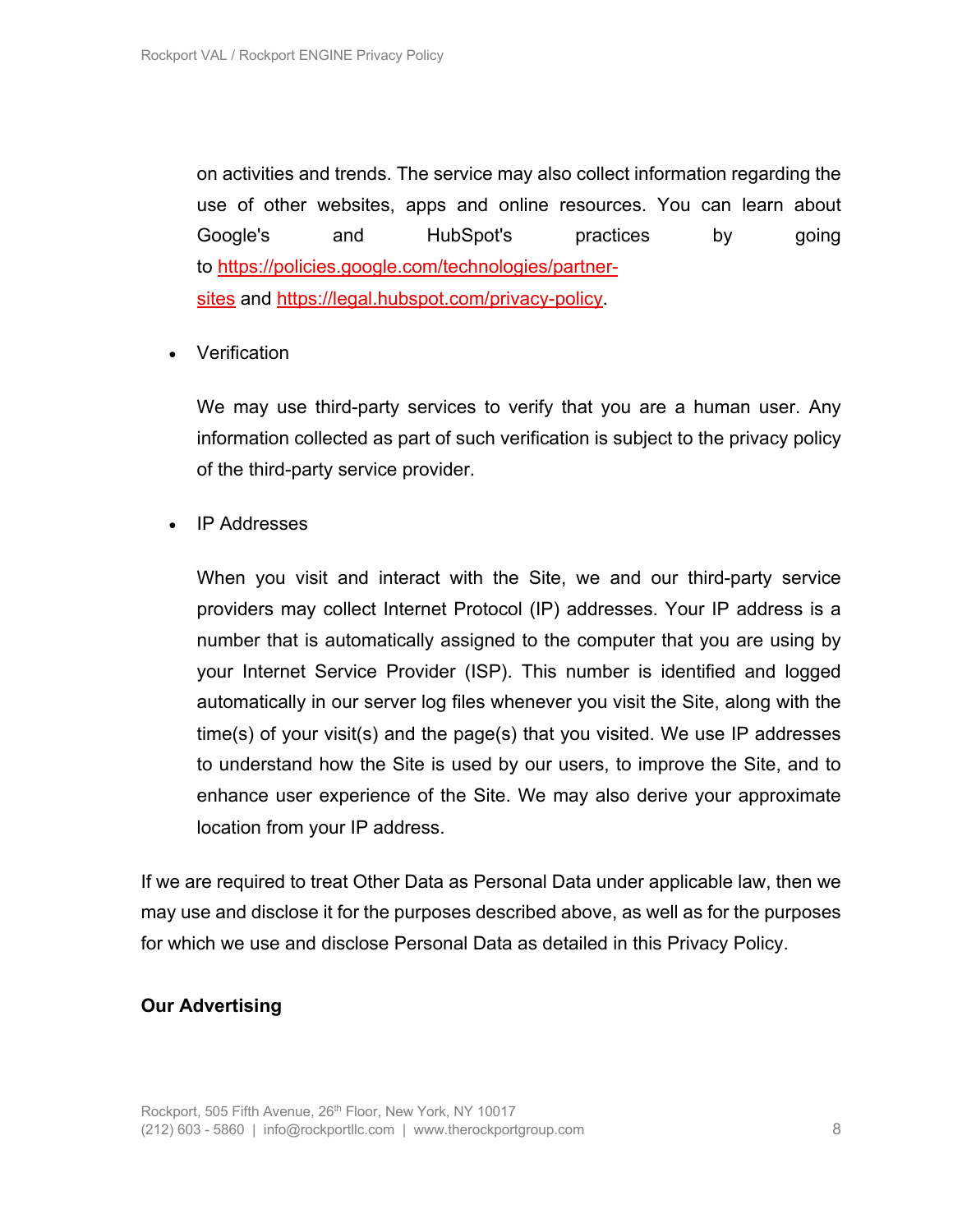on activities and trends. The service may also collect information regarding the use of other websites, apps and online resources. You can learn about Google's and HubSpot's practices by going to [https://policies.google.com/technologies/partner-sites](https://policies.google.com/technologies/partner-sites) and [https://legal.hubspot.com/privacy-policy](https://legal.hubspot.com/privacy-policy).

- Verification

  We may use third-party services to verify that you are a human user. Any information collected as part of such verification is subject to the privacy policy of the third-party service provider.

- IP Addresses

  When you visit and interact with the Site, we and our third-party service providers may collect Internet Protocol (IP) addresses. Your IP address is a number that is automatically assigned to the computer that you are using by your Internet Service Provider (ISP). This number is identified and logged automatically in our server log files whenever you visit the Site, along with the time(s) of your visit(s) and the page(s) that you visited. We use IP addresses to understand how the Site is used by our users, to improve the Site, and to enhance user experience of the Site. We may also derive your approximate location from your IP address.

If we are required to treat Other Data as Personal Data under applicable law, then we may use and disclose it for the purposes described above, as well as for the purposes for which we use and disclose Personal Data as detailed in this Privacy Policy.

**Our Advertising**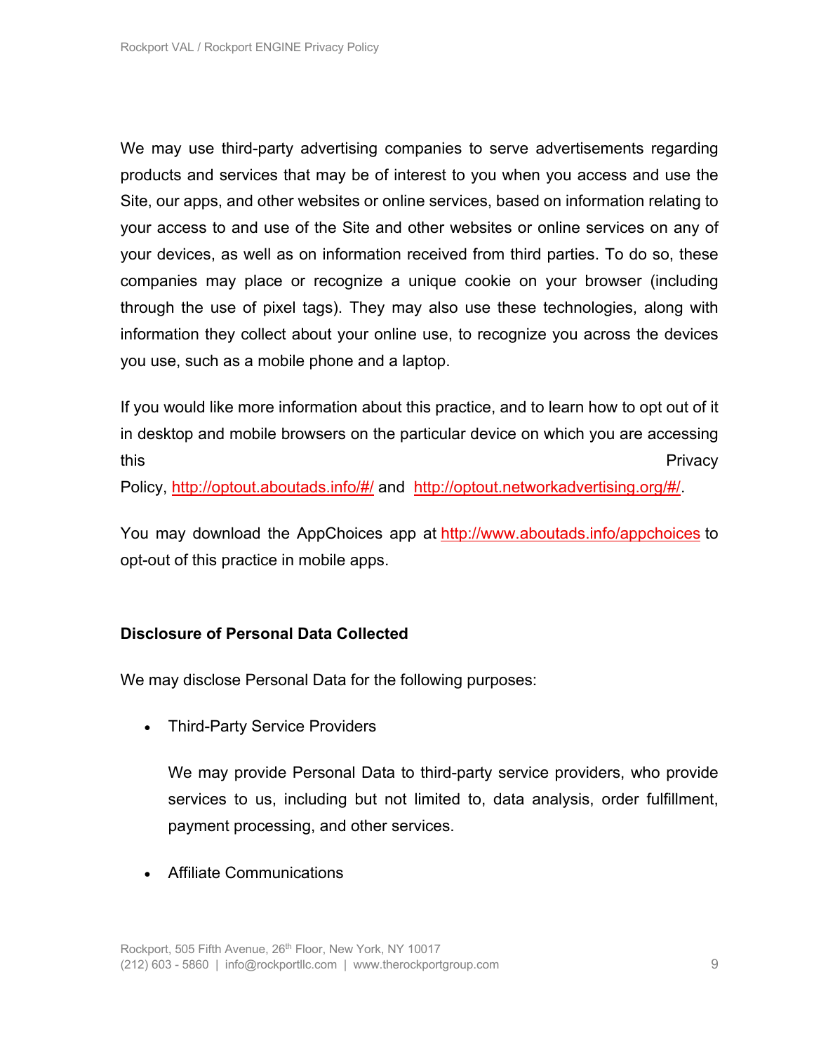We may use third-party advertising companies to serve advertisements regarding products and services that may be of interest to you when you access and use the Site, our apps, and other websites or online services, based on information relating to your access to and use of the Site and other websites or online services on any of your devices, as well as on information received from third parties. To do so, these companies may place or recognize a unique cookie on your browser (including through the use of pixel tags). They may also use these technologies, along with information they collect about your online use, to recognize you across the devices you use, such as a mobile phone and a laptop.

If you would like more information about this practice, and to learn how to opt out of it in desktop and mobile browsers on the particular device on which you are accessing this Privacy Policy, http://optout.aboutads.info/#/ and http://optout.networkadvertising.org/#/.

You may download the AppChoices app at http://www.aboutads.info/appchoices to opt-out of this practice in mobile apps.

**Disclosure of Personal Data Collected**

We may disclose Personal Data for the following purposes:

- Third-Party Service Providers

  We may provide Personal Data to third-party service providers, who provide services to us, including but not limited to, data analysis, order fulfillment, payment processing, and other services.

- Affiliate Communications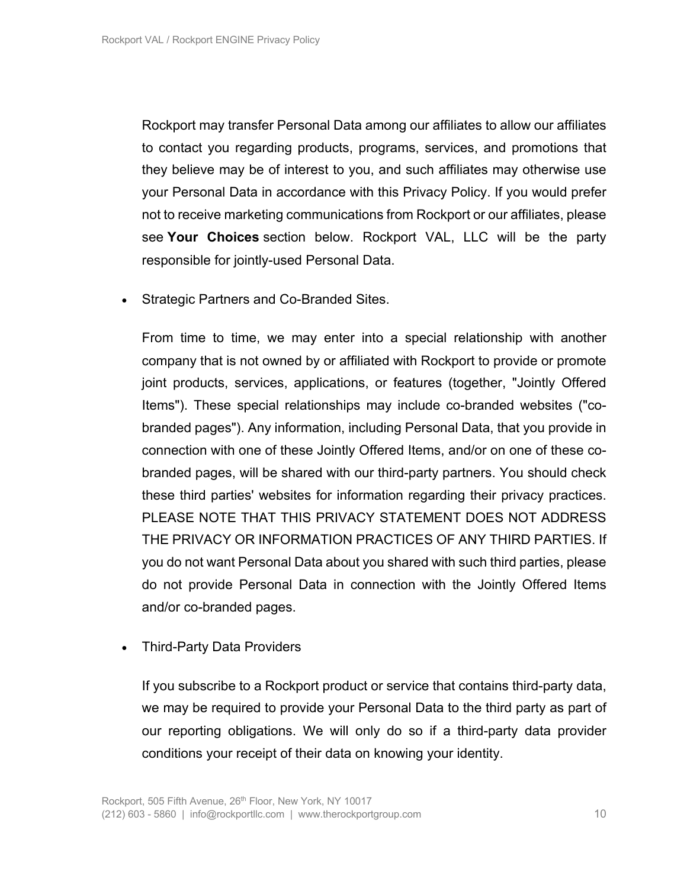Rockport may transfer Personal Data among our affiliates to allow our affiliates to contact you regarding products, programs, services, and promotions that they believe may be of interest to you, and such affiliates may otherwise use your Personal Data in accordance with this Privacy Policy. If you would prefer not to receive marketing communications from Rockport or our affiliates, please see **Your Choices** section below. Rockport VAL, LLC will be the party responsible for jointly-used Personal Data.

- Strategic Partners and Co-Branded Sites.

  From time to time, we may enter into a special relationship with another company that is not owned by or affiliated with Rockport to provide or promote joint products, services, applications, or features (together, "Jointly Offered Items"). These special relationships may include co-branded websites ("co-branded pages"). Any information, including Personal Data, that you provide in connection with one of these Jointly Offered Items, and/or on one of these co-branded pages, will be shared with our third-party partners. You should check these third parties' websites for information regarding their privacy practices. PLEASE NOTE THAT THIS PRIVACY STATEMENT DOES NOT ADDRESS THE PRIVACY OR INFORMATION PRACTICES OF ANY THIRD PARTIES. If you do not want Personal Data about you shared with such third parties, please do not provide Personal Data in connection with the Jointly Offered Items and/or co-branded pages.

- Third-Party Data Providers

  If you subscribe to a Rockport product or service that contains third-party data, we may be required to provide your Personal Data to the third party as part of our reporting obligations. We will only do so if a third-party data provider conditions your receipt of their data on knowing your identity.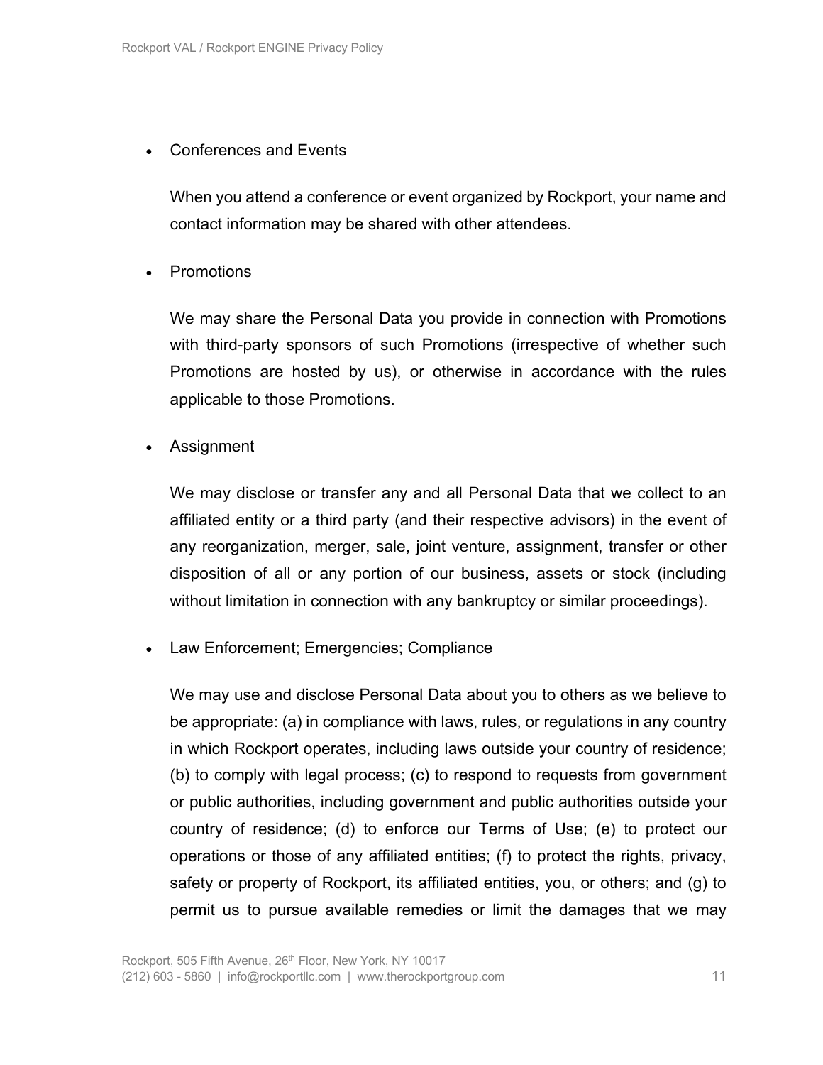- Conferences and Events

  When you attend a conference or event organized by Rockport, your name and contact information may be shared with other attendees.

- Promotions

  We may share the Personal Data you provide in connection with Promotions with third-party sponsors of such Promotions (irrespective of whether such Promotions are hosted by us), or otherwise in accordance with the rules applicable to those Promotions.

- Assignment

  We may disclose or transfer any and all Personal Data that we collect to an affiliated entity or a third party (and their respective advisors) in the event of any reorganization, merger, sale, joint venture, assignment, transfer or other disposition of all or any portion of our business, assets or stock (including without limitation in connection with any bankruptcy or similar proceedings).

- Law Enforcement; Emergencies; Compliance

  We may use and disclose Personal Data about you to others as we believe to be appropriate: (a) in compliance with laws, rules, or regulations in any country in which Rockport operates, including laws outside your country of residence; (b) to comply with legal process; (c) to respond to requests from government or public authorities, including government and public authorities outside your country of residence; (d) to enforce our Terms of Use; (e) to protect our operations or those of any affiliated entities; (f) to protect the rights, privacy, safety or property of Rockport, its affiliated entities, you, or others; and (g) to permit us to pursue available remedies or limit the damages that we may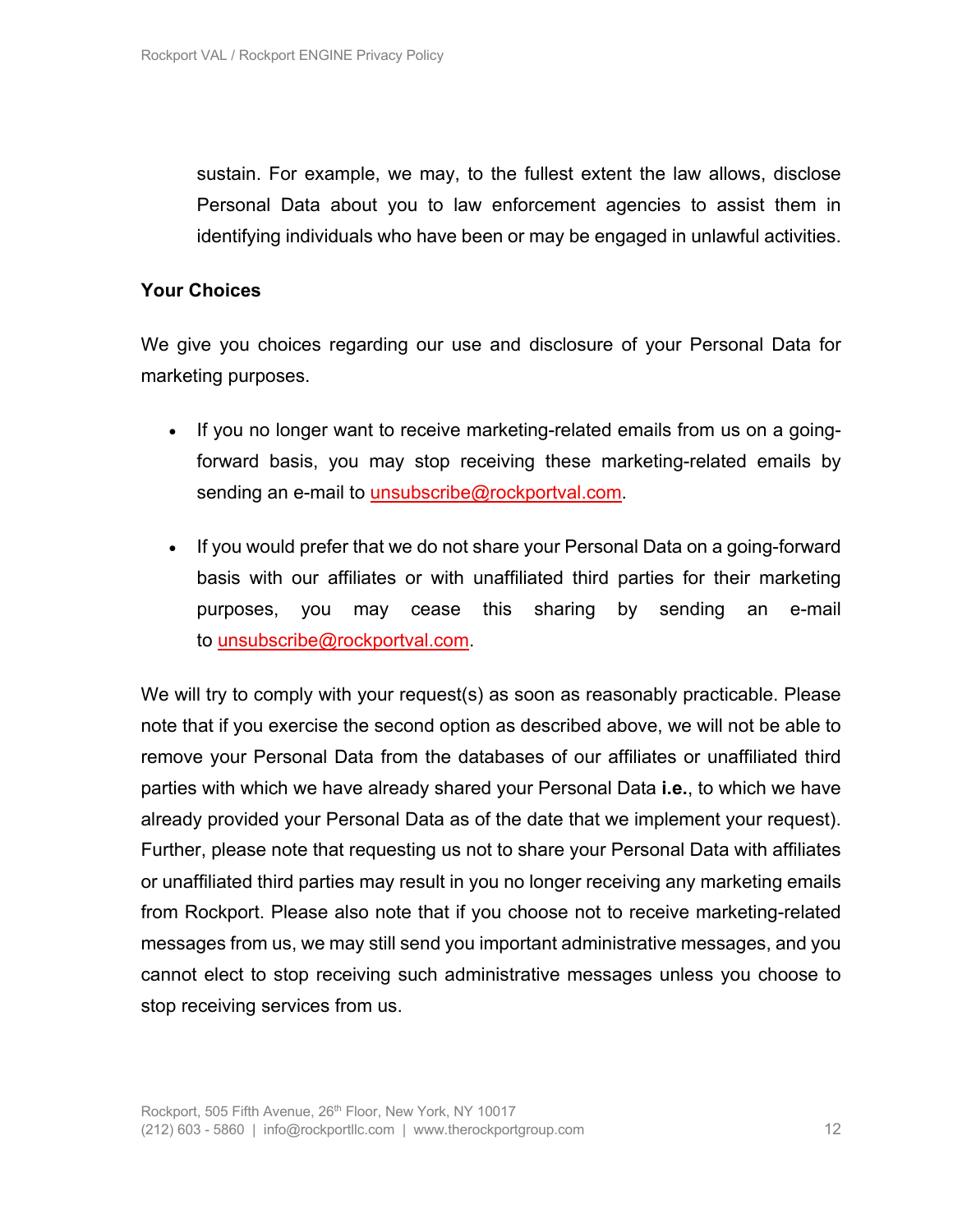sustain. For example, we may, to the fullest extent the law allows, disclose Personal Data about you to law enforcement agencies to assist them in identifying individuals who have been or may be engaged in unlawful activities.

**Your Choices**

We give you choices regarding our use and disclosure of your Personal Data for marketing purposes.

- If you no longer want to receive marketing-related emails from us on a going-forward basis, you may stop receiving these marketing-related emails by sending an e-mail to unsubscribe@rockportval.com.

- If you would prefer that we do not share your Personal Data on a going-forward basis with our affiliates or with unaffiliated third parties for their marketing purposes, you may cease this sharing by sending an e-mail to unsubscribe@rockportval.com.

We will try to comply with your request(s) as soon as reasonably practicable. Please note that if you exercise the second option as described above, we will not be able to remove your Personal Data from the databases of our affiliates or unaffiliated third parties with which we have already shared your Personal Data **i.e.**, to which we have already provided your Personal Data as of the date that we implement your request). Further, please note that requesting us not to share your Personal Data with affiliates or unaffiliated third parties may result in you no longer receiving any marketing emails from Rockport. Please also note that if you choose not to receive marketing-related messages from us, we may still send you important administrative messages, and you cannot elect to stop receiving such administrative messages unless you choose to stop receiving services from us.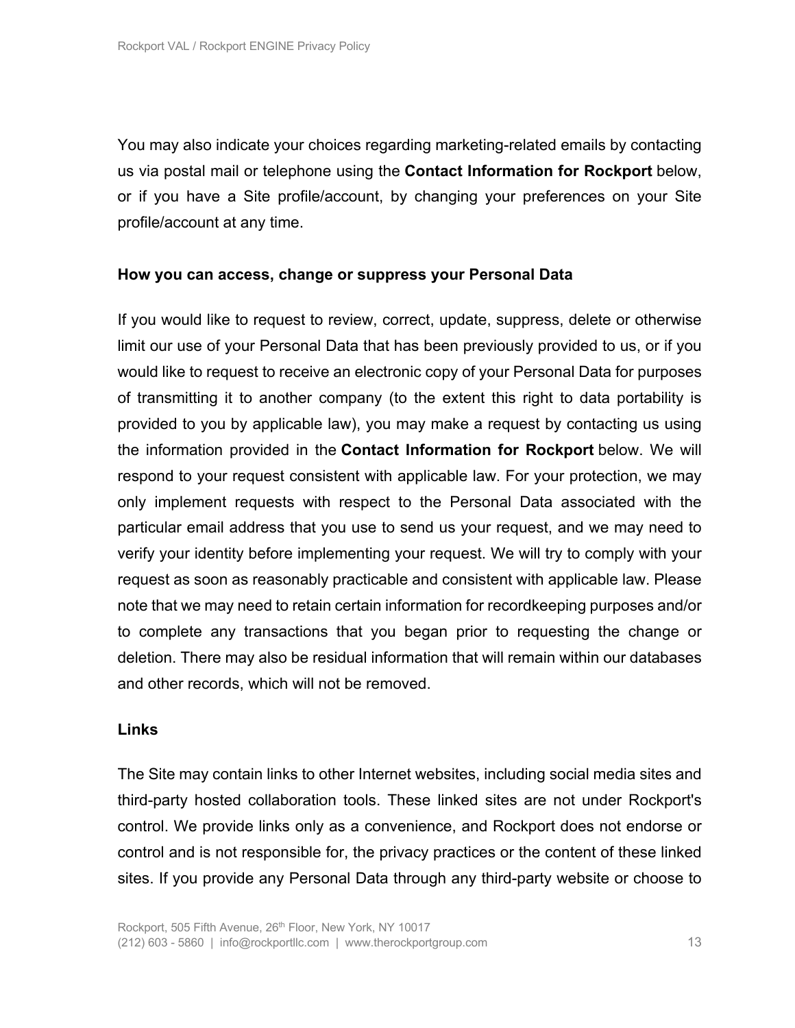You may also indicate your choices regarding marketing-related emails by contacting us via postal mail or telephone using the **Contact Information for Rockport** below, or if you have a Site profile/account, by changing your preferences on your Site profile/account at any time.

**How you can access, change or suppress your Personal Data**

If you would like to request to review, correct, update, suppress, delete or otherwise limit our use of your Personal Data that has been previously provided to us, or if you would like to request to receive an electronic copy of your Personal Data for purposes of transmitting it to another company (to the extent this right to data portability is provided to you by applicable law), you may make a request by contacting us using the information provided in the **Contact Information for Rockport** below. We will respond to your request consistent with applicable law. For your protection, we may only implement requests with respect to the Personal Data associated with the particular email address that you use to send us your request, and we may need to verify your identity before implementing your request. We will try to comply with your request as soon as reasonably practicable and consistent with applicable law. Please note that we may need to retain certain information for recordkeeping purposes and/or to complete any transactions that you began prior to requesting the change or deletion. There may also be residual information that will remain within our databases and other records, which will not be removed.

**Links**

The Site may contain links to other Internet websites, including social media sites and third-party hosted collaboration tools. These linked sites are not under Rockport's control. We provide links only as a convenience, and Rockport does not endorse or control and is not responsible for, the privacy practices or the content of these linked sites. If you provide any Personal Data through any third-party website or choose to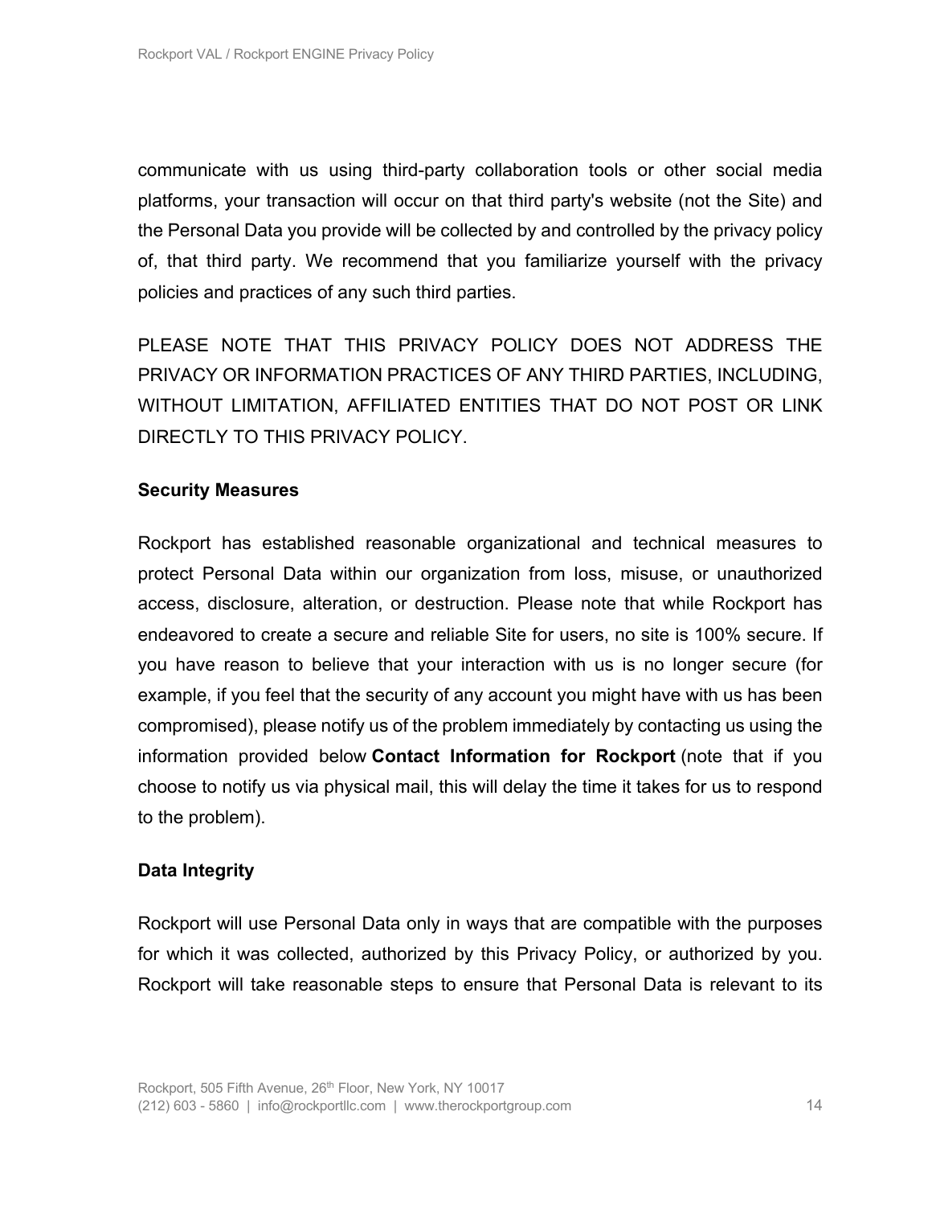communicate with us using third-party collaboration tools or other social media platforms, your transaction will occur on that third party's website (not the Site) and the Personal Data you provide will be collected by and controlled by the privacy policy of, that third party. We recommend that you familiarize yourself with the privacy policies and practices of any such third parties.

PLEASE NOTE THAT THIS PRIVACY POLICY DOES NOT ADDRESS THE PRIVACY OR INFORMATION PRACTICES OF ANY THIRD PARTIES, INCLUDING, WITHOUT LIMITATION, AFFILIATED ENTITIES THAT DO NOT POST OR LINK DIRECTLY TO THIS PRIVACY POLICY.

**Security Measures**

Rockport has established reasonable organizational and technical measures to protect Personal Data within our organization from loss, misuse, or unauthorized access, disclosure, alteration, or destruction. Please note that while Rockport has endeavored to create a secure and reliable Site for users, no site is 100% secure. If you have reason to believe that your interaction with us is no longer secure (for example, if you feel that the security of any account you might have with us has been compromised), please notify us of the problem immediately by contacting us using the information provided below **Contact Information for Rockport** (note that if you choose to notify us via physical mail, this will delay the time it takes for us to respond to the problem).

**Data Integrity**

Rockport will use Personal Data only in ways that are compatible with the purposes for which it was collected, authorized by this Privacy Policy, or authorized by you. Rockport will take reasonable steps to ensure that Personal Data is relevant to its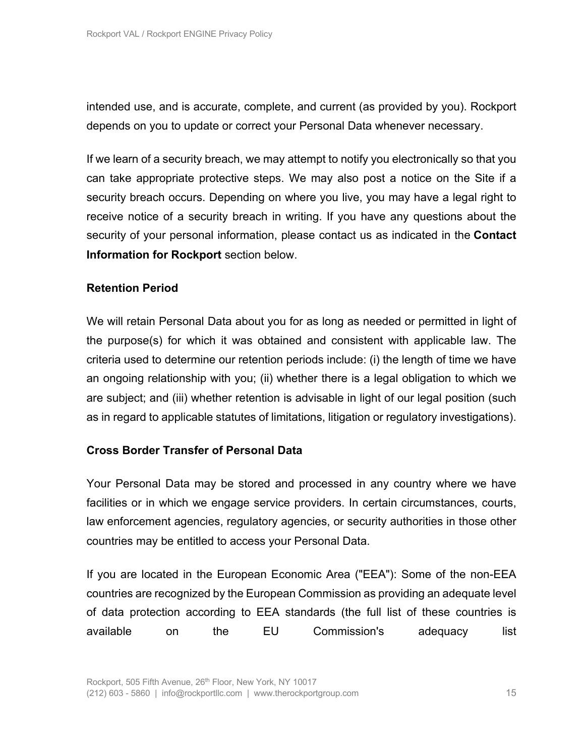intended use, and is accurate, complete, and current (as provided by you). Rockport depends on you to update or correct your Personal Data whenever necessary.

If we learn of a security breach, we may attempt to notify you electronically so that you can take appropriate protective steps. We may also post a notice on the Site if a security breach occurs. Depending on where you live, you may have a legal right to receive notice of a security breach in writing. If you have any questions about the security of your personal information, please contact us as indicated in the **Contact Information for Rockport** section below.

**Retention Period**

We will retain Personal Data about you for as long as needed or permitted in light of the purpose(s) for which it was obtained and consistent with applicable law. The criteria used to determine our retention periods include: (i) the length of time we have an ongoing relationship with you; (ii) whether there is a legal obligation to which we are subject; and (iii) whether retention is advisable in light of our legal position (such as in regard to applicable statutes of limitations, litigation or regulatory investigations).

**Cross Border Transfer of Personal Data**

Your Personal Data may be stored and processed in any country where we have facilities or in which we engage service providers. In certain circumstances, courts, law enforcement agencies, regulatory agencies, or security authorities in those other countries may be entitled to access your Personal Data.

If you are located in the European Economic Area ("EEA"): Some of the non-EEA countries are recognized by the European Commission as providing an adequate level of data protection according to EEA standards (the full list of these countries is available on the EU Commission's adequacy list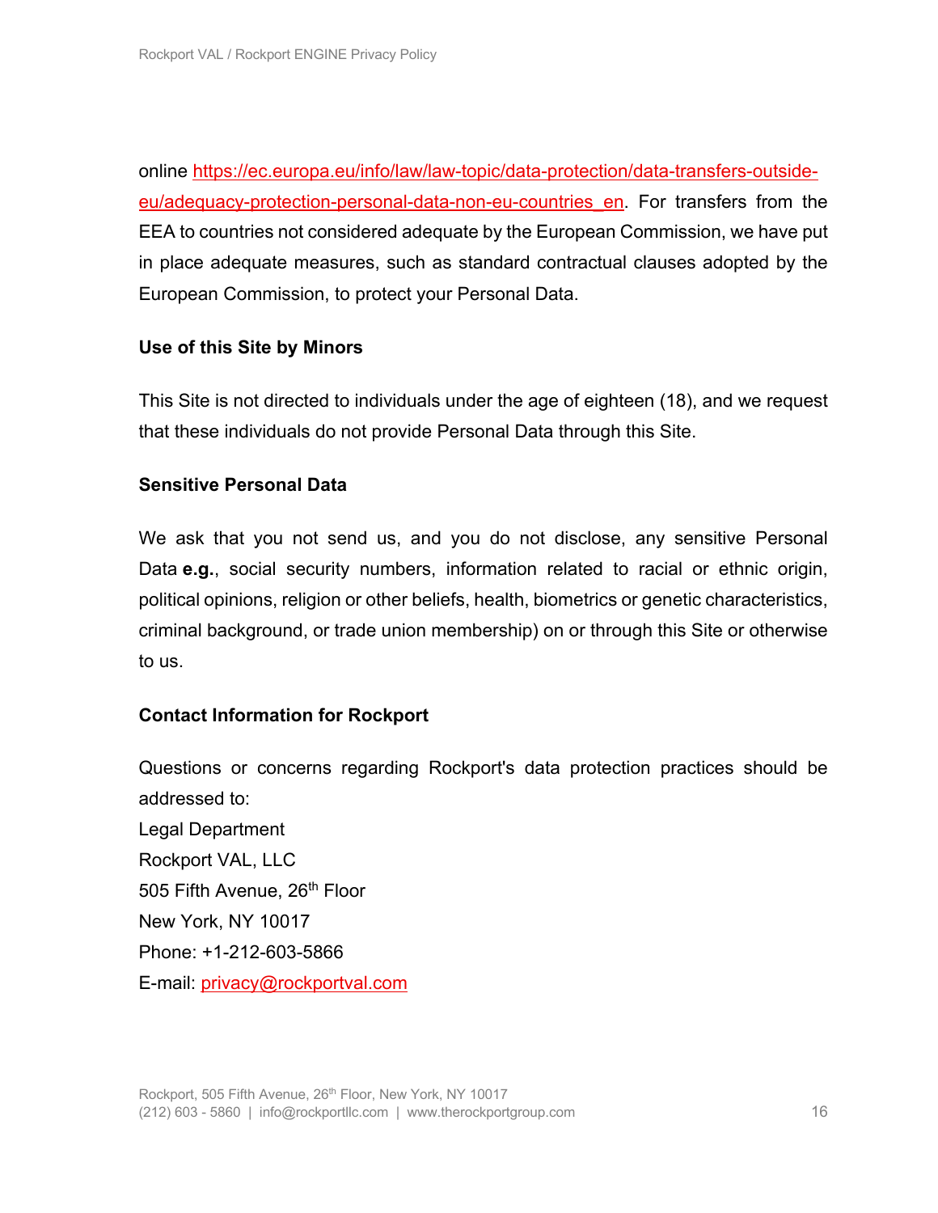online [https://ec.europa.eu/info/law/law-topic/data-protection/data-transfers-outside-eu/adequacy-protection-personal-data-non-eu-countries_en](https://ec.europa.eu/info/law/law-topic/data-protection/data-transfers-outside-eu/adequacy-protection-personal-data-non-eu-countries_en). For transfers from the EEA to countries not considered adequate by the European Commission, we have put in place adequate measures, such as standard contractual clauses adopted by the European Commission, to protect your Personal Data.

**Use of this Site by Minors**

This Site is not directed to individuals under the age of eighteen (18), and we request that these individuals do not provide Personal Data through this Site.

**Sensitive Personal Data**

We ask that you not send us, and you do not disclose, any sensitive Personal Data **e.g.**, social security numbers, information related to racial or ethnic origin, political opinions, religion or other beliefs, health, biometrics or genetic characteristics, criminal background, or trade union membership) on or through this Site or otherwise to us.

**Contact Information for Rockport**

Questions or concerns regarding Rockport's data protection practices should be addressed to:

Legal Department
Rockport VAL, LLC
505 Fifth Avenue, 26th Floor
New York, NY 10017
Phone: +1-212-603-5866
E-mail: [privacy@rockportval.com](mailto:privacy@rockportval.com)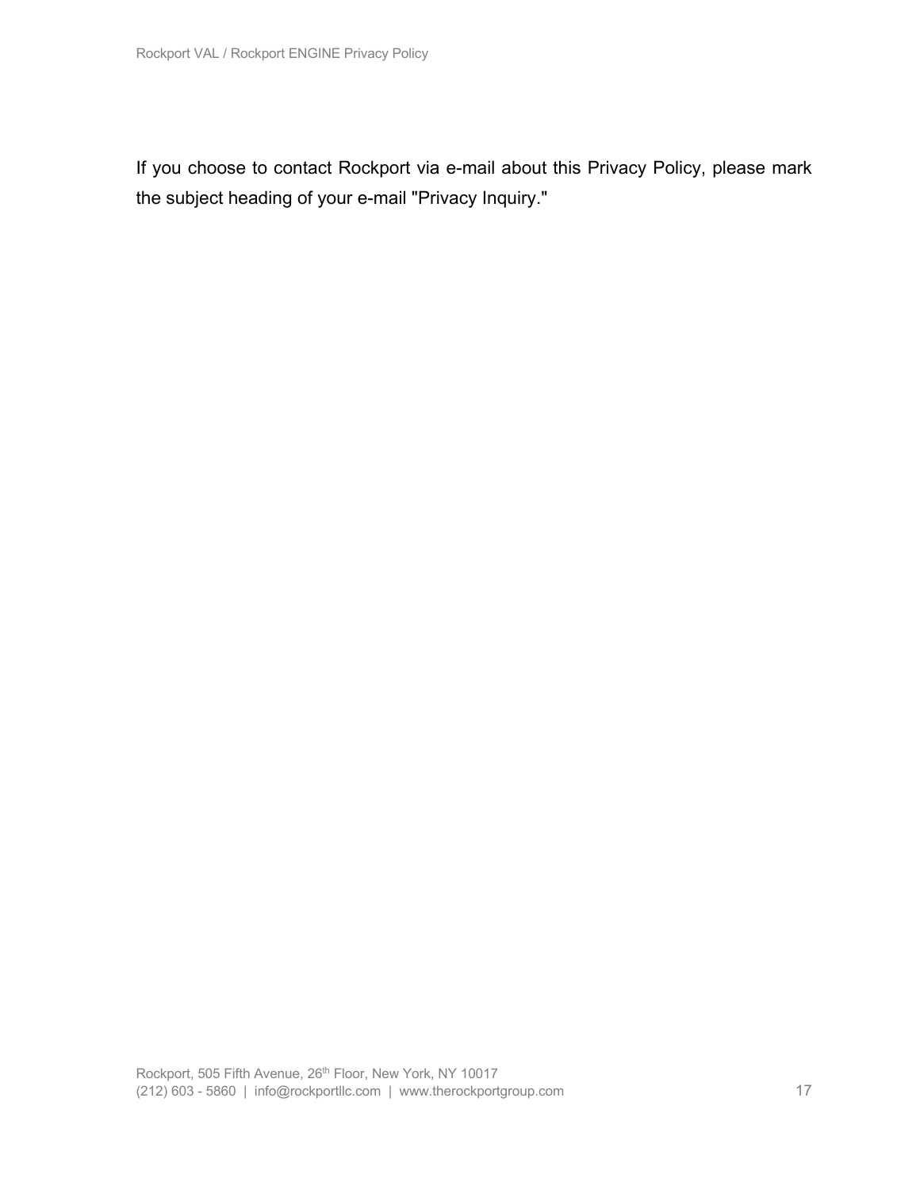If you choose to contact Rockport via e-mail about this Privacy Policy, please mark the subject heading of your e-mail "Privacy Inquiry."